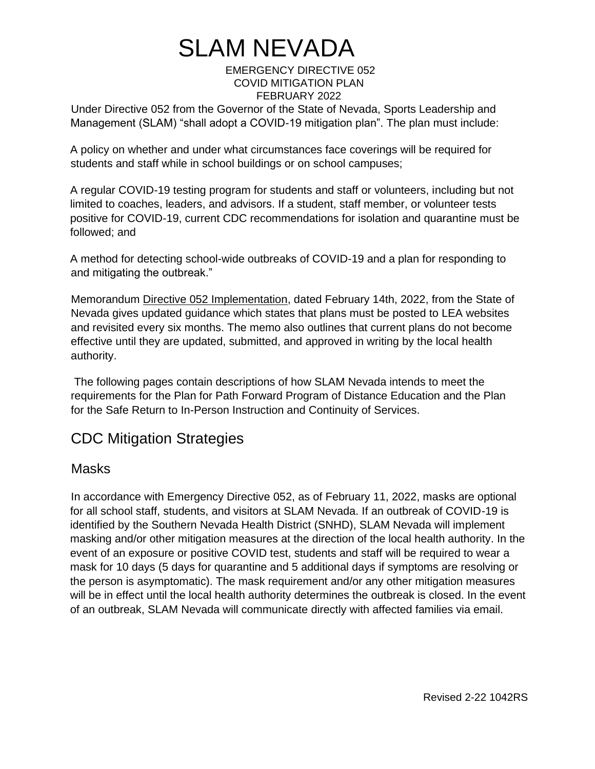# SLAM NEVADA

EMERGENCY DIRECTIVE 052
COVID MITIGATION PLAN
FEBRUARY 2022

Under Directive 052 from the Governor of the State of Nevada, Sports Leadership and Management (SLAM) "shall adopt a COVID-19 mitigation plan". The plan must include:

A policy on whether and under what circumstances face coverings will be required for students and staff while in school buildings or on school campuses;

A regular COVID-19 testing program for students and staff or volunteers, including but not limited to coaches, leaders, and advisors. If a student, staff member, or volunteer tests positive for COVID-19, current CDC recommendations for isolation and quarantine must be followed; and

A method for detecting school-wide outbreaks of COVID-19 and a plan for responding to and mitigating the outbreak."

Memorandum Directive 052 Implementation, dated February 14th, 2022, from the State of Nevada gives updated guidance which states that plans must be posted to LEA websites and revisited every six months. The memo also outlines that current plans do not become effective until they are updated, submitted, and approved in writing by the local health authority.

The following pages contain descriptions of how SLAM Nevada intends to meet the requirements for the Plan for Path Forward Program of Distance Education and the Plan for the Safe Return to In-Person Instruction and Continuity of Services.

## CDC Mitigation Strategies

### Masks

In accordance with Emergency Directive 052, as of February 11, 2022, masks are optional for all school staff, students, and visitors at SLAM Nevada. If an outbreak of COVID-19 is identified by the Southern Nevada Health District (SNHD), SLAM Nevada will implement masking and/or other mitigation measures at the direction of the local health authority. In the event of an exposure or positive COVID test, students and staff will be required to wear a mask for 10 days (5 days for quarantine and 5 additional days if symptoms are resolving or the person is asymptomatic). The mask requirement and/or any other mitigation measures will be in effect until the local health authority determines the outbreak is closed. In the event of an outbreak, SLAM Nevada will communicate directly with affected families via email.

Revised 2-22 1042RS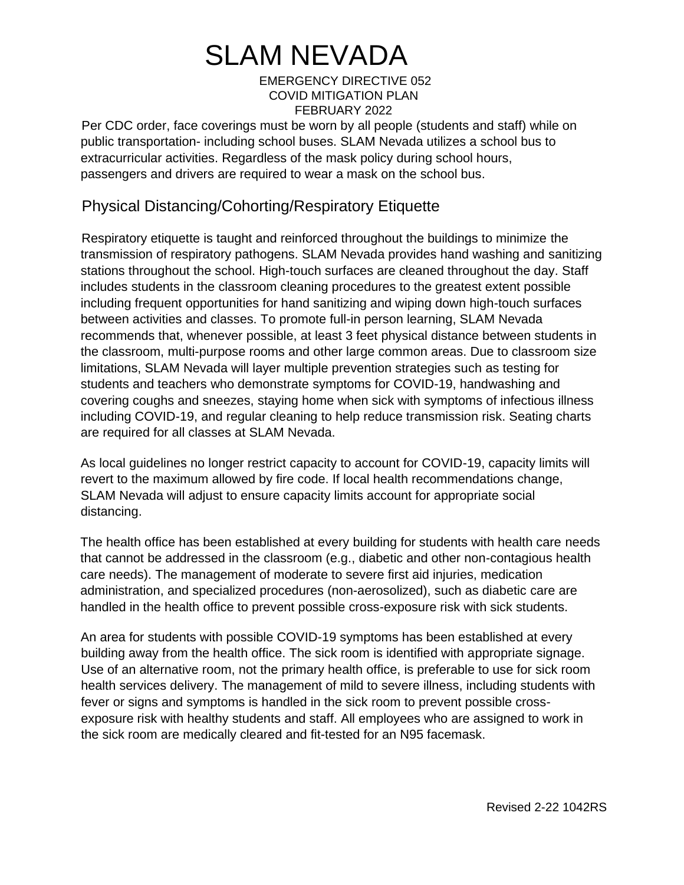# SLAM NEVADA

EMERGENCY DIRECTIVE 052
COVID MITIGATION PLAN
FEBRUARY 2022

Per CDC order, face coverings must be worn by all people (students and staff) while on public transportation- including school buses. SLAM Nevada utilizes a school bus to extracurricular activities. Regardless of the mask policy during school hours, passengers and drivers are required to wear a mask on the school bus.

## Physical Distancing/Cohorting/Respiratory Etiquette

Respiratory etiquette is taught and reinforced throughout the buildings to minimize the transmission of respiratory pathogens. SLAM Nevada provides hand washing and sanitizing stations throughout the school. High-touch surfaces are cleaned throughout the day. Staff includes students in the classroom cleaning procedures to the greatest extent possible including frequent opportunities for hand sanitizing and wiping down high-touch surfaces between activities and classes. To promote full-in person learning, SLAM Nevada recommends that, whenever possible, at least 3 feet physical distance between students in the classroom, multi-purpose rooms and other large common areas. Due to classroom size limitations, SLAM Nevada will layer multiple prevention strategies such as testing for students and teachers who demonstrate symptoms for COVID-19, handwashing and covering coughs and sneezes, staying home when sick with symptoms of infectious illness including COVID-19, and regular cleaning to help reduce transmission risk. Seating charts are required for all classes at SLAM Nevada.

As local guidelines no longer restrict capacity to account for COVID-19, capacity limits will revert to the maximum allowed by fire code. If local health recommendations change, SLAM Nevada will adjust to ensure capacity limits account for appropriate social distancing.

The health office has been established at every building for students with health care needs that cannot be addressed in the classroom (e.g., diabetic and other non-contagious health care needs). The management of moderate to severe first aid injuries, medication administration, and specialized procedures (non-aerosolized), such as diabetic care are handled in the health office to prevent possible cross-exposure risk with sick students.

An area for students with possible COVID-19 symptoms has been established at every building away from the health office. The sick room is identified with appropriate signage. Use of an alternative room, not the primary health office, is preferable to use for sick room health services delivery. The management of mild to severe illness, including students with fever or signs and symptoms is handled in the sick room to prevent possible cross-exposure risk with healthy students and staff. All employees who are assigned to work in the sick room are medically cleared and fit-tested for an N95 facemask.

Revised 2-22 1042RS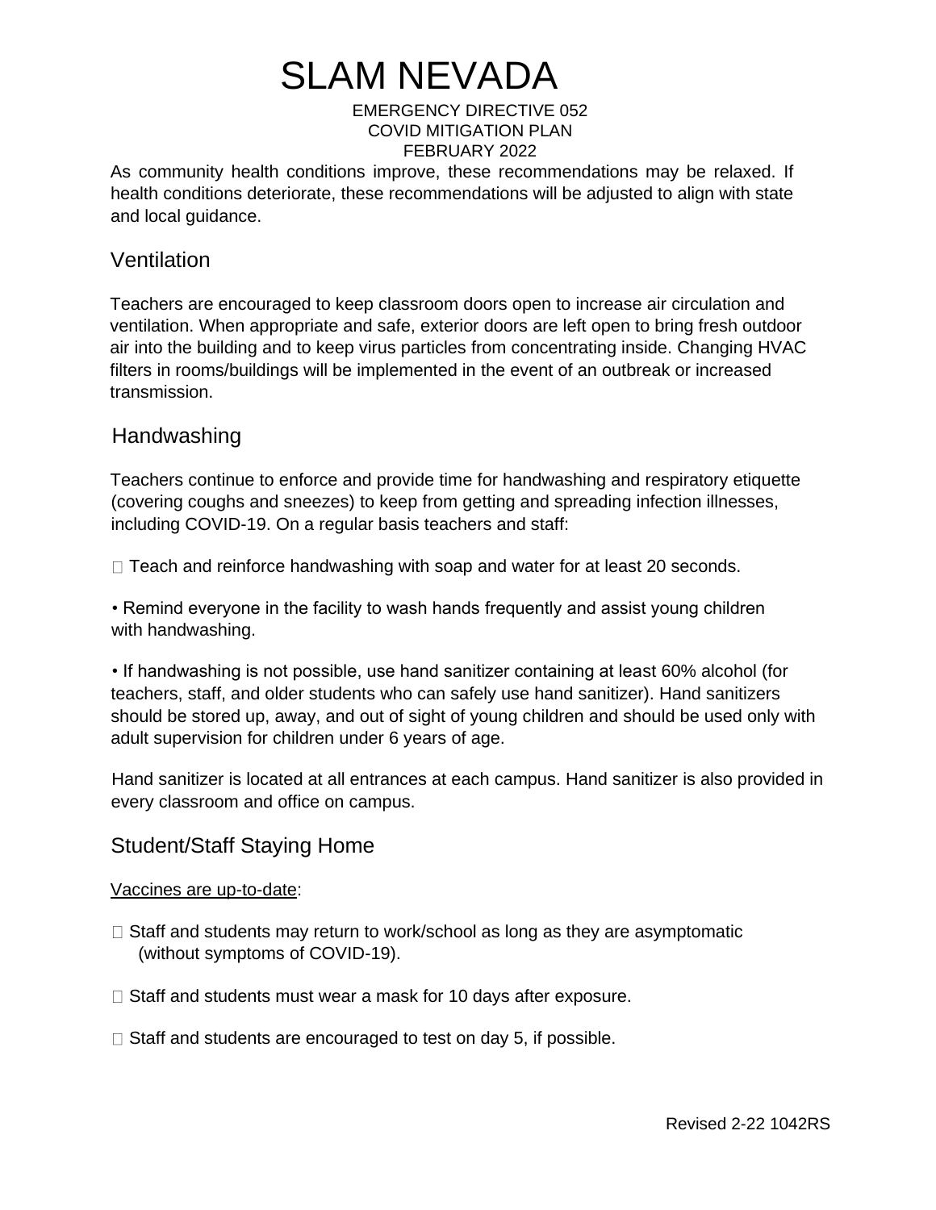# SLAM NEVADA

EMERGENCY DIRECTIVE 052
COVID MITIGATION PLAN
FEBRUARY 2022

As community health conditions improve, these recommendations may be relaxed. If health conditions deteriorate, these recommendations will be adjusted to align with state and local guidance.

## Ventilation

Teachers are encouraged to keep classroom doors open to increase air circulation and ventilation. When appropriate and safe, exterior doors are left open to bring fresh outdoor air into the building and to keep virus particles from concentrating inside. Changing HVAC filters in rooms/buildings will be implemented in the event of an outbreak or increased transmission.

## Handwashing

Teachers continue to enforce and provide time for handwashing and respiratory etiquette (covering coughs and sneezes) to keep from getting and spreading infection illnesses, including COVID-19. On a regular basis teachers and staff:

- Teach and reinforce handwashing with soap and water for at least 20 seconds.
- Remind everyone in the facility to wash hands frequently and assist young children with handwashing.
- If handwashing is not possible, use hand sanitizer containing at least 60% alcohol (for teachers, staff, and older students who can safely use hand sanitizer). Hand sanitizers should be stored up, away, and out of sight of young children and should be used only with adult supervision for children under 6 years of age.

Hand sanitizer is located at all entrances at each campus. Hand sanitizer is also provided in every classroom and office on campus.

## Student/Staff Staying Home

Vaccines are up-to-date:

- Staff and students may return to work/school as long as they are asymptomatic (without symptoms of COVID-19).
- Staff and students must wear a mask for 10 days after exposure.
- Staff and students are encouraged to test on day 5, if possible.

Revised 2-22 1042RS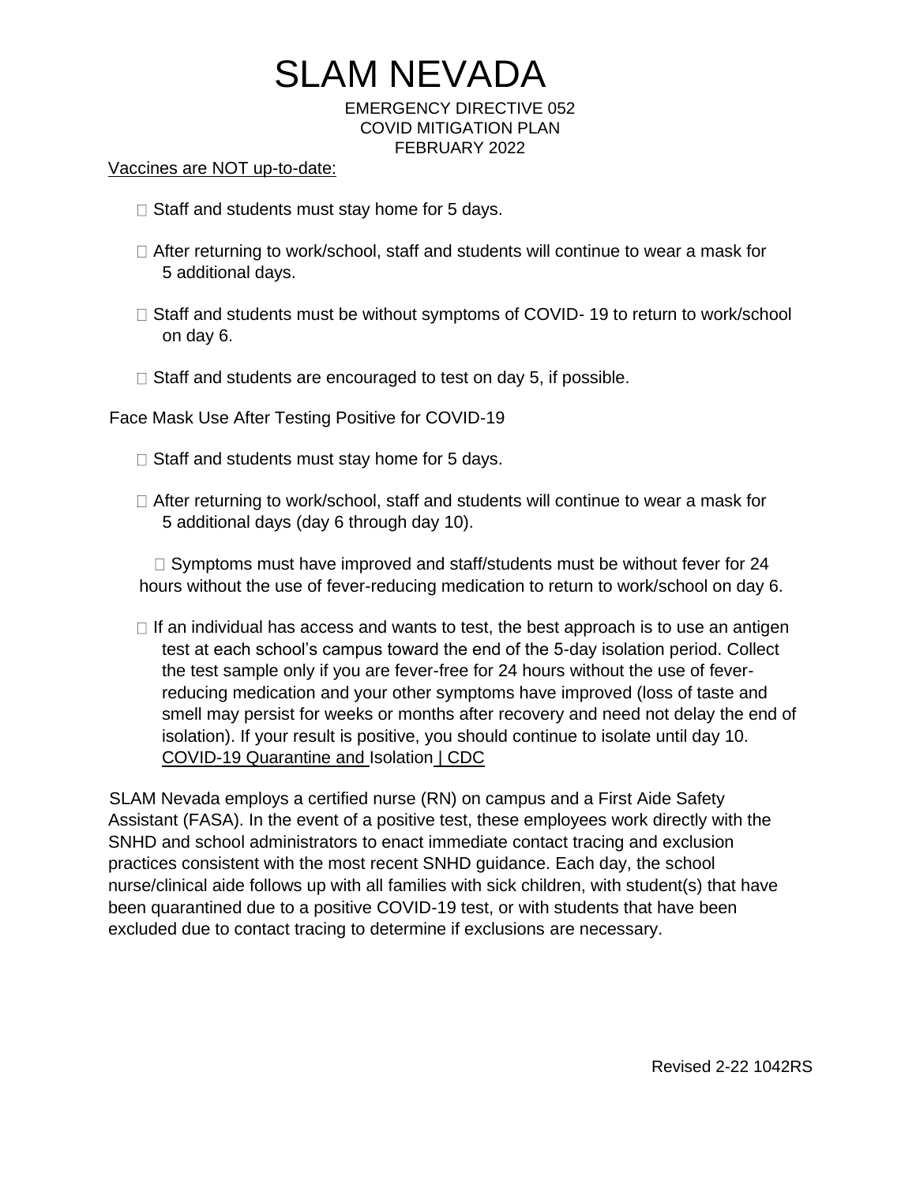# SLAM NEVADA

EMERGENCY DIRECTIVE 052
COVID MITIGATION PLAN
FEBRUARY 2022

Vaccines are NOT up-to-date:

- Staff and students must stay home for 5 days.
- After returning to work/school, staff and students will continue to wear a mask for 5 additional days.
- Staff and students must be without symptoms of COVID- 19 to return to work/school on day 6.
- Staff and students are encouraged to test on day 5, if possible.

Face Mask Use After Testing Positive for COVID-19

- Staff and students must stay home for 5 days.
- After returning to work/school, staff and students will continue to wear a mask for 5 additional days (day 6 through day 10).
- Symptoms must have improved and staff/students must be without fever for 24 hours without the use of fever-reducing medication to return to work/school on day 6.
- If an individual has access and wants to test, the best approach is to use an antigen test at each school's campus toward the end of the 5-day isolation period. Collect the test sample only if you are fever-free for 24 hours without the use of fever-reducing medication and your other symptoms have improved (loss of taste and smell may persist for weeks or months after recovery and need not delay the end of isolation). If your result is positive, you should continue to isolate until day 10. COVID-19 Quarantine and Isolation | CDC

SLAM Nevada employs a certified nurse (RN) on campus and a First Aide Safety Assistant (FASA). In the event of a positive test, these employees work directly with the SNHD and school administrators to enact immediate contact tracing and exclusion practices consistent with the most recent SNHD guidance. Each day, the school nurse/clinical aide follows up with all families with sick children, with student(s) that have been quarantined due to a positive COVID-19 test, or with students that have been excluded due to contact tracing to determine if exclusions are necessary.

Revised 2-22 1042RS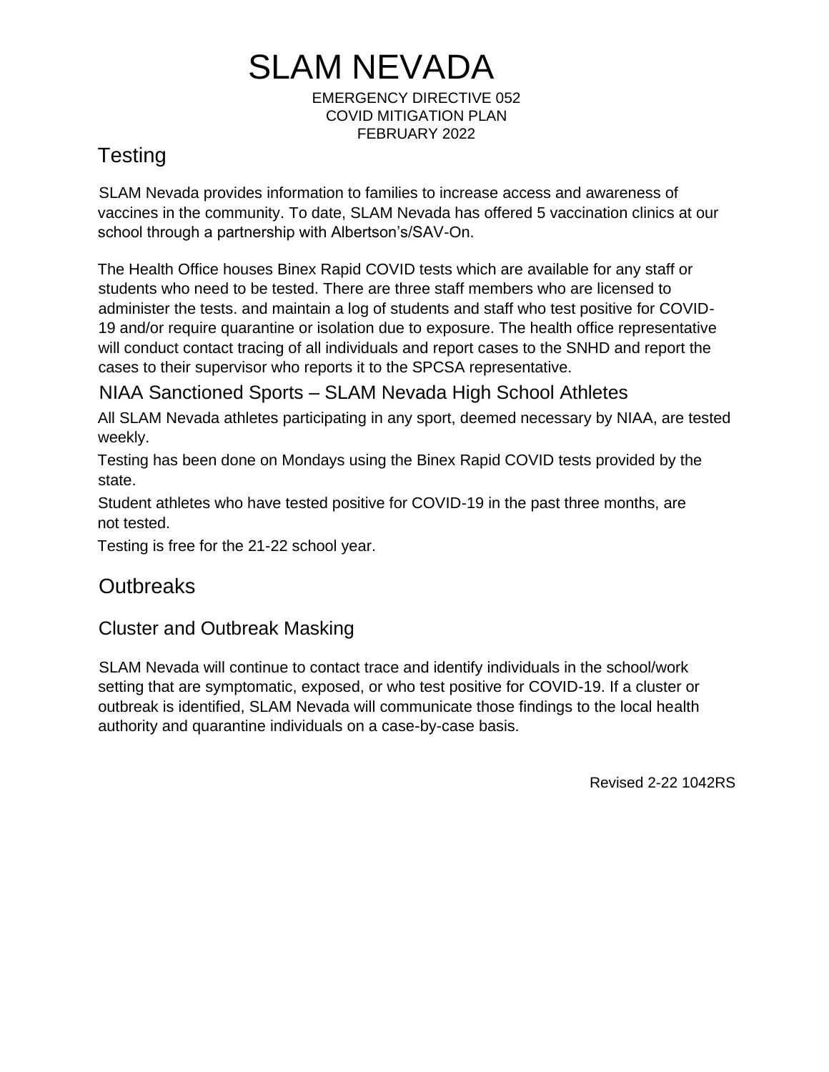# SLAM NEVADA

EMERGENCY DIRECTIVE 052
COVID MITIGATION PLAN
FEBRUARY 2022

## Testing

SLAM Nevada provides information to families to increase access and awareness of vaccines in the community. To date, SLAM Nevada has offered 5 vaccination clinics at our school through a partnership with Albertson's/SAV-On.

The Health Office houses Binex Rapid COVID tests which are available for any staff or students who need to be tested. There are three staff members who are licensed to administer the tests. and maintain a log of students and staff who test positive for COVID-19 and/or require quarantine or isolation due to exposure. The health office representative will conduct contact tracing of all individuals and report cases to the SNHD and report the cases to their supervisor who reports it to the SPCSA representative.

### NIAA Sanctioned Sports – SLAM Nevada High School Athletes

All SLAM Nevada athletes participating in any sport, deemed necessary by NIAA, are tested weekly.

Testing has been done on Mondays using the Binex Rapid COVID tests provided by the state.

Student athletes who have tested positive for COVID-19 in the past three months, are not tested.

Testing is free for the 21-22 school year.

## Outbreaks

### Cluster and Outbreak Masking

SLAM Nevada will continue to contact trace and identify individuals in the school/work setting that are symptomatic, exposed, or who test positive for COVID-19. If a cluster or outbreak is identified, SLAM Nevada will communicate those findings to the local health authority and quarantine individuals on a case-by-case basis.

Revised 2-22 1042RS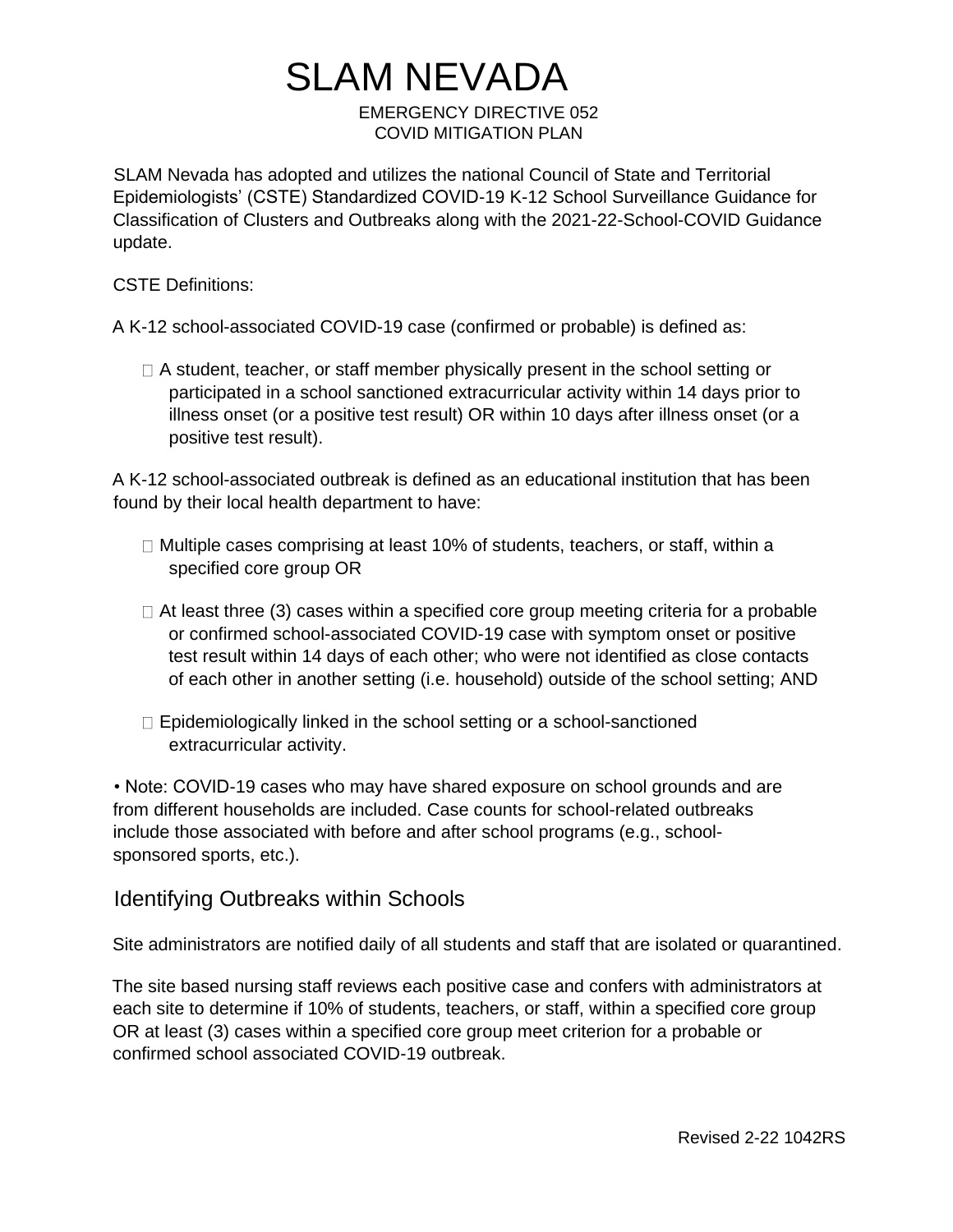# SLAM NEVADA

EMERGENCY DIRECTIVE 052
COVID MITIGATION PLAN

SLAM Nevada has adopted and utilizes the national Council of State and Territorial Epidemiologists' (CSTE) Standardized COVID-19 K-12 School Surveillance Guidance for Classification of Clusters and Outbreaks along with the 2021-22-School-COVID Guidance update.

CSTE Definitions:

A K-12 school-associated COVID-19 case (confirmed or probable) is defined as:

- A student, teacher, or staff member physically present in the school setting or participated in a school sanctioned extracurricular activity within 14 days prior to illness onset (or a positive test result) OR within 10 days after illness onset (or a positive test result).

A K-12 school-associated outbreak is defined as an educational institution that has been found by their local health department to have:

- Multiple cases comprising at least 10% of students, teachers, or staff, within a specified core group OR
- At least three (3) cases within a specified core group meeting criteria for a probable or confirmed school-associated COVID-19 case with symptom onset or positive test result within 14 days of each other; who were not identified as close contacts of each other in another setting (i.e. household) outside of the school setting; AND
- Epidemiologically linked in the school setting or a school-sanctioned extracurricular activity.

• Note: COVID-19 cases who may have shared exposure on school grounds and are from different households are included. Case counts for school-related outbreaks include those associated with before and after school programs (e.g., school-sponsored sports, etc.).

## Identifying Outbreaks within Schools

Site administrators are notified daily of all students and staff that are isolated or quarantined.

The site based nursing staff reviews each positive case and confers with administrators at each site to determine if 10% of students, teachers, or staff, within a specified core group OR at least (3) cases within a specified core group meet criterion for a probable or confirmed school associated COVID-19 outbreak.

Revised 2-22 1042RS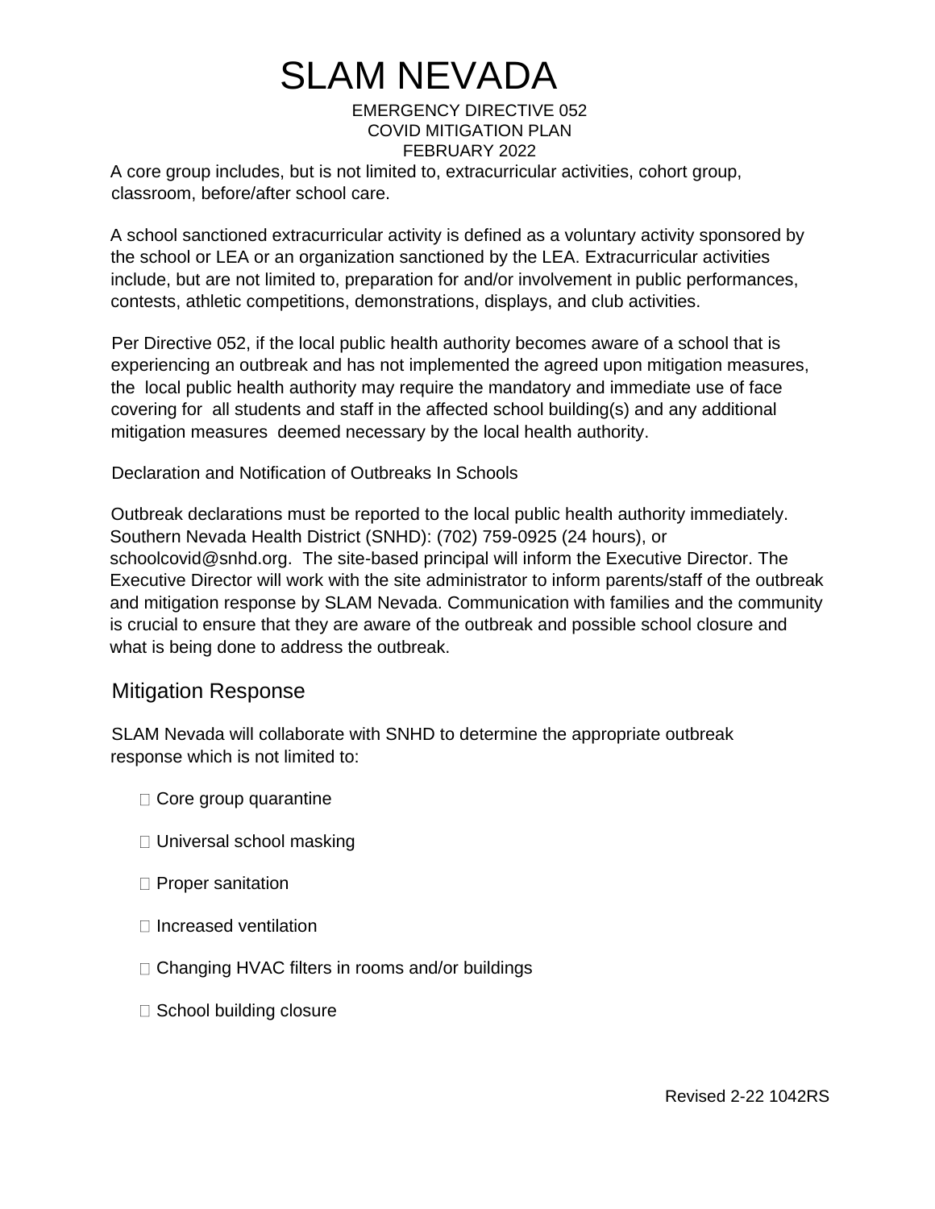A core group includes, but is not limited to, extracurricular activities, cohort group, classroom, before/after school care.

A school sanctioned extracurricular activity is defined as a voluntary activity sponsored by the school or LEA or an organization sanctioned by the LEA. Extracurricular activities include, but are not limited to, preparation for and/or involvement in public performances, contests, athletic competitions, demonstrations, displays, and club activities.

Per Directive 052, if the local public health authority becomes aware of a school that is experiencing an outbreak and has not implemented the agreed upon mitigation measures, the local public health authority may require the mandatory and immediate use of face covering for all students and staff in the affected school building(s) and any additional mitigation measures deemed necessary by the local health authority.

Declaration and Notification of Outbreaks In Schools

Outbreak declarations must be reported to the local public health authority immediately. Southern Nevada Health District (SNHD): (702) 759-0925 (24 hours), or schoolcovid@snhd.org. The site-based principal will inform the Executive Director. The Executive Director will work with the site administrator to inform parents/staff of the outbreak and mitigation response by SLAM Nevada. Communication with families and the community is crucial to ensure that they are aware of the outbreak and possible school closure and what is being done to address the outbreak.

## Mitigation Response

SLAM Nevada will collaborate with SNHD to determine the appropriate outbreak response which is not limited to:

- Core group quarantine
- Universal school masking
- Proper sanitation
- Increased ventilation
- Changing HVAC filters in rooms and/or buildings
- School building closure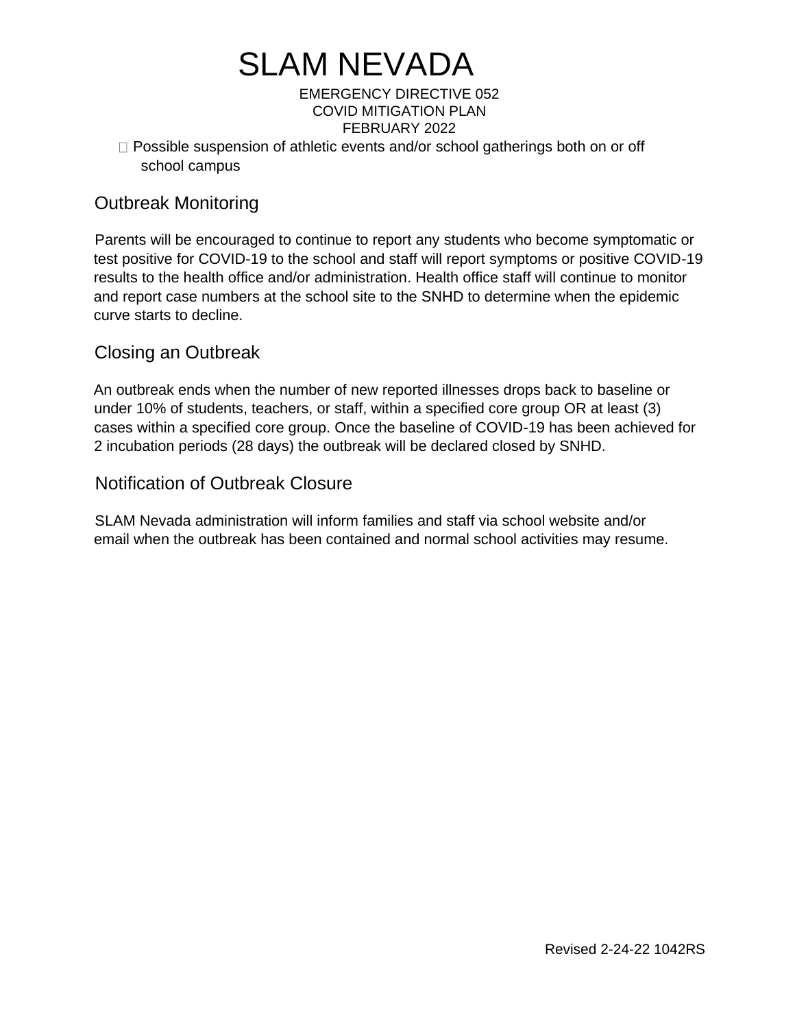- Possible suspension of athletic events and/or school gatherings both on or off school campus

## Outbreak Monitoring

Parents will be encouraged to continue to report any students who become symptomatic or test positive for COVID-19 to the school and staff will report symptoms or positive COVID-19 results to the health office and/or administration. Health office staff will continue to monitor and report case numbers at the school site to the SNHD to determine when the epidemic curve starts to decline.

## Closing an Outbreak

An outbreak ends when the number of new reported illnesses drops back to baseline or under 10% of students, teachers, or staff, within a specified core group OR at least (3) cases within a specified core group. Once the baseline of COVID-19 has been achieved for 2 incubation periods (28 days) the outbreak will be declared closed by SNHD.

## Notification of Outbreak Closure

SLAM Nevada administration will inform families and staff via school website and/or email when the outbreak has been contained and normal school activities may resume.